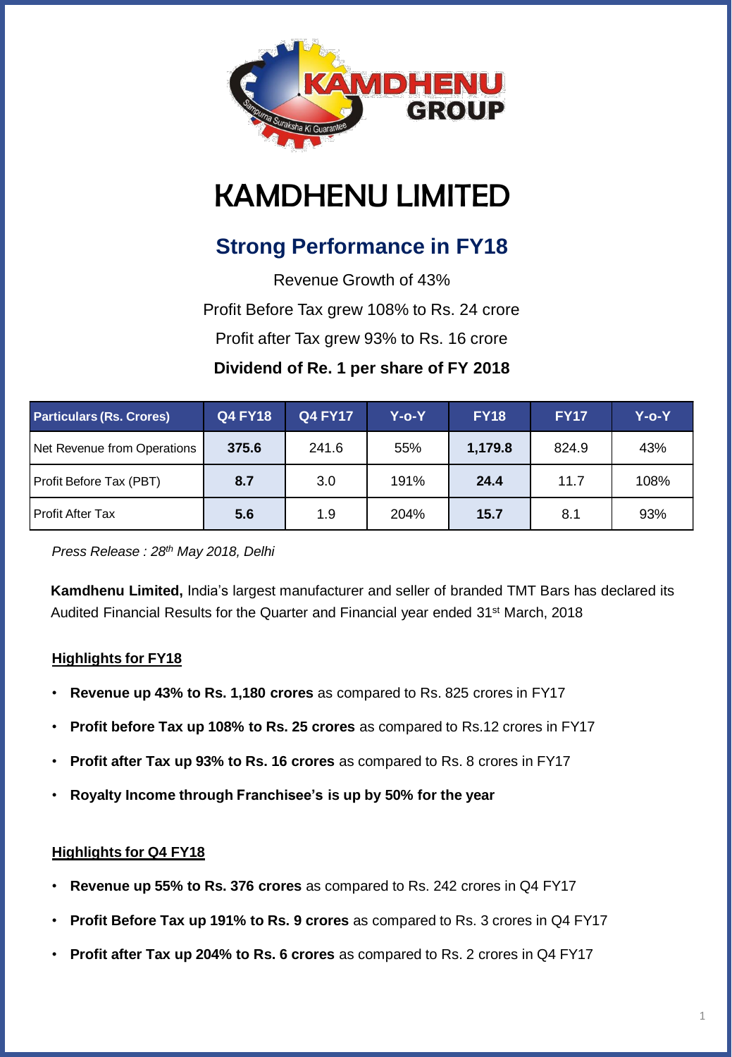# KAMDHENU LIMITED

## Strong Performance in FY18

Revenue Growth of 43%

Profit Before Tax grew 108% to Rs. 24 crore

Profit after Tax grew 93% to Rs. 16 crore

**Dividend of Re. 1 per share of FY 2018**

| Particulars (Rs. Crores) | Q4 FY18 | Q4 FY17 | Y-o-Y | FY18 | FY17 | Y-o-Y |
|---|---|---|---|---|---|---|
| Net Revenue from Operations | **375.6** | 241.6 | 55% | **1,179.8** | 824.9 | 43% |
| Profit Before Tax (PBT) | **8.7** | 3.0 | 191% | **24.4** | 11.7 | 108% |
| Profit After Tax | **5.6** | 1.9 | 204% | **15.7** | 8.1 | 93% |

*Press Release : 28th May 2018, Delhi*

**Kamdhenu Limited,** India's largest manufacturer and seller of branded TMT Bars has declared its Audited Financial Results for the Quarter and Financial year ended 31st March, 2018

### Highlights for FY18

- **Revenue up 43% to Rs. 1,180 crores** as compared to Rs. 825 crores in FY17
- **Profit before Tax up 108% to Rs. 25 crores** as compared to Rs.12 crores in FY17
- **Profit after Tax up 93% to Rs. 16 crores** as compared to Rs. 8 crores in FY17
- **Royalty Income through Franchisee's is up by 50% for the year**

### Highlights for Q4 FY18

- **Revenue up 55% to Rs. 376 crores** as compared to Rs. 242 crores in Q4 FY17
- **Profit Before Tax up 191% to Rs. 9 crores** as compared to Rs. 3 crores in Q4 FY17
- **Profit after Tax up 204% to Rs. 6 crores** as compared to Rs. 2 crores in Q4 FY17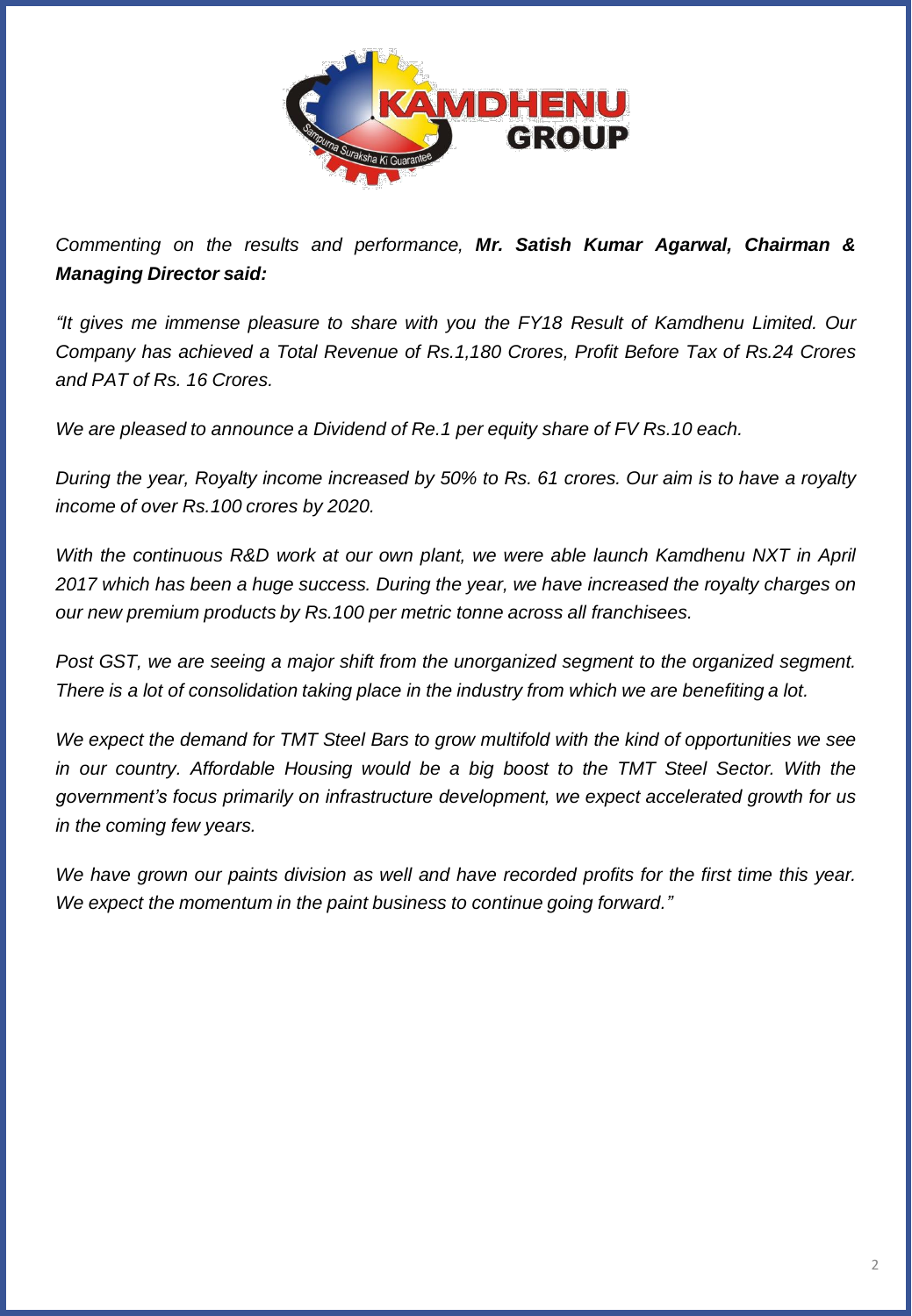*Commenting on the results and performance,* ***Mr. Satish Kumar Agarwal, Chairman & Managing Director said:***

*"It gives me immense pleasure to share with you the FY18 Result of Kamdhenu Limited. Our Company has achieved a Total Revenue of Rs.1,180 Crores, Profit Before Tax of Rs.24 Crores and PAT of Rs. 16 Crores.*

*We are pleased to announce a Dividend of Re.1 per equity share of FV Rs.10 each.*

*During the year, Royalty income increased by 50% to Rs. 61 crores. Our aim is to have a royalty income of over Rs.100 crores by 2020.*

*With the continuous R&D work at our own plant, we were able launch Kamdhenu NXT in April 2017 which has been a huge success. During the year, we have increased the royalty charges on our new premium products by Rs.100 per metric tonne across all franchisees.*

*Post GST, we are seeing a major shift from the unorganized segment to the organized segment. There is a lot of consolidation taking place in the industry from which we are benefiting a lot.*

*We expect the demand for TMT Steel Bars to grow multifold with the kind of opportunities we see in our country. Affordable Housing would be a big boost to the TMT Steel Sector. With the government's focus primarily on infrastructure development, we expect accelerated growth for us in the coming few years.*

*We have grown our paints division as well and have recorded profits for the first time this year. We expect the momentum in the paint business to continue going forward."*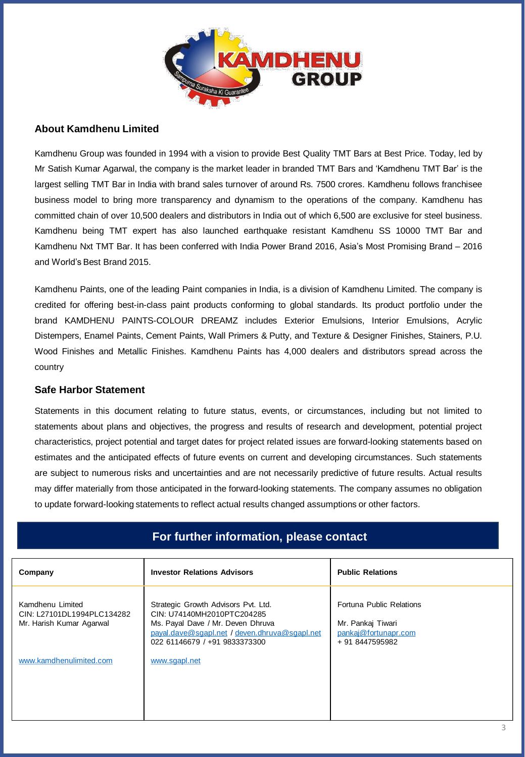## About Kamdhenu Limited

Kamdhenu Group was founded in 1994 with a vision to provide Best Quality TMT Bars at Best Price. Today, led by Mr Satish Kumar Agarwal, the company is the market leader in branded TMT Bars and 'Kamdhenu TMT Bar' is the largest selling TMT Bar in India with brand sales turnover of around Rs. 7500 crores. Kamdhenu follows franchisee business model to bring more transparency and dynamism to the operations of the company. Kamdhenu has committed chain of over 10,500 dealers and distributors in India out of which 6,500 are exclusive for steel business. Kamdhenu being TMT expert has also launched earthquake resistant Kamdhenu SS 10000 TMT Bar and Kamdhenu Nxt TMT Bar. It has been conferred with India Power Brand 2016, Asia's Most Promising Brand – 2016 and World's Best Brand 2015.

Kamdhenu Paints, one of the leading Paint companies in India, is a division of Kamdhenu Limited. The company is credited for offering best-in-class paint products conforming to global standards. Its product portfolio under the brand KAMDHENU PAINTS-COLOUR DREAMZ includes Exterior Emulsions, Interior Emulsions, Acrylic Distempers, Enamel Paints, Cement Paints, Wall Primers & Putty, and Texture & Designer Finishes, Stainers, P.U. Wood Finishes and Metallic Finishes. Kamdhenu Paints has 4,000 dealers and distributors spread across the country

## Safe Harbor Statement

Statements in this document relating to future status, events, or circumstances, including but not limited to statements about plans and objectives, the progress and results of research and development, potential project characteristics, project potential and target dates for project related issues are forward-looking statements based on estimates and the anticipated effects of future events on current and developing circumstances. Such statements are subject to numerous risks and uncertainties and are not necessarily predictive of future results. Actual results may differ materially from those anticipated in the forward-looking statements. The company assumes no obligation to update forward-looking statements to reflect actual results changed assumptions or other factors.

## For further information, please contact

| Company | Investor Relations Advisors | Public Relations |
|---|---|---|
| Kamdhenu Limited<br>CIN: L27101DL1994PLC134282<br>Mr. Harish Kumar Agarwal<br><br>www.kamdhenulimited.com | Strategic Growth Advisors Pvt. Ltd.<br>CIN: U74140MH2010PTC204285<br>Ms. Payal Dave / Mr. Deven Dhruva<br>payal.dave@sgapl.net / deven.dhruva@sgapl.net<br>022 61146679 / +91 9833373300<br><br>www.sgapl.net | Fortuna Public Relations<br><br>Mr. Pankaj Tiwari<br>pankaj@fortunapr.com<br>+ 91 8447595982 |